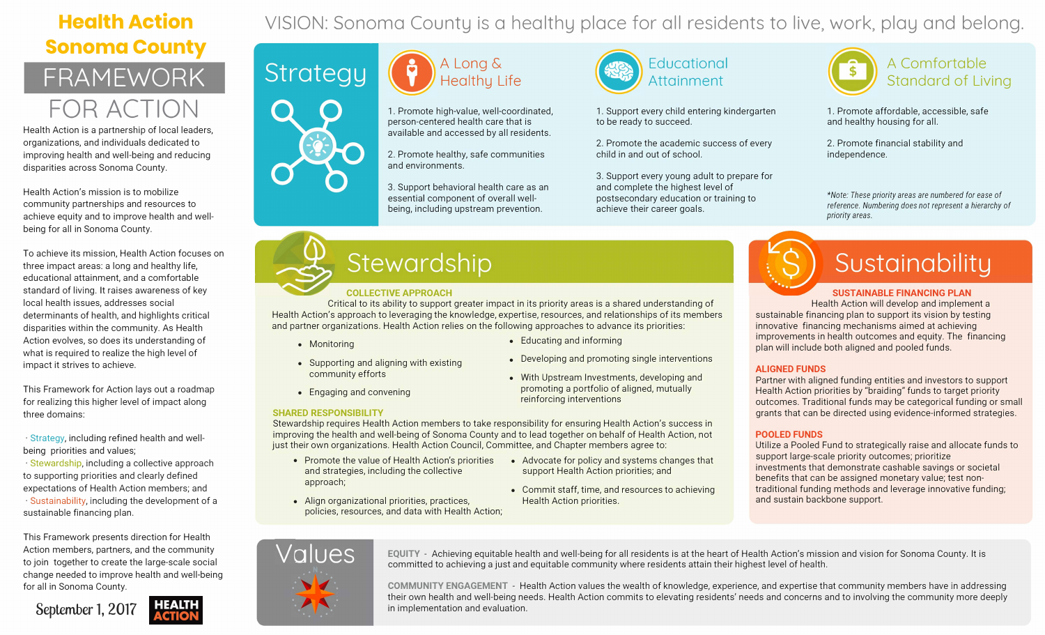# Health Action Sonoma County

## FRAMEWORK FOR ACTION

Health Action is a partnership of local leaders, organizations, and individuals dedicated to improving health and well-being and reducing disparities across Sonoma County.

Health Action's mission is to mobilize community partnerships and resources to achieve equity and to improve health and well-being for all in Sonoma County.

To achieve its mission, Health Action focuses on three impact areas: a long and healthy life, educational attainment, and a comfortable standard of living. It raises awareness of key local health issues, addresses social determinants of health, and highlights critical disparities within the community. As Health Action evolves, so does its understanding of what is required to realize the high level of impact it strives to achieve.

This Framework for Action lays out a roadmap for realizing this higher level of impact along three domains:

- Strategy, including refined health and well-being priorities and values;
- Stewardship, including a collective approach to supporting priorities and clearly defined expectations of Health Action members; and
- Sustainability, including the development of a sustainable financing plan.

This Framework presents direction for Health Action members, partners, and the community to join together to create the large-scale social change needed to improve health and well-being for all in Sonoma County.

September 1, 2017

HEALTH ACTION

VISION: Sonoma County is a healthy place for all residents to live, work, play and belong.

## Strategy

### A Long & Healthy Life

1. Promote high-value, well-coordinated, person-centered health care that is available and accessed by all residents.
2. Promote healthy, safe communities and environments.
3. Support behavioral health care as an essential component of overall well-being, including upstream prevention.

### Educational Attainment

1. Support every child entering kindergarten to be ready to succeed.
2. Promote the academic success of every child in and out of school.
3. Support every young adult to prepare for and complete the highest level of postsecondary education or training to achieve their career goals.

### A Comfortable Standard of Living

1. Promote affordable, accessible, safe and healthy housing for all.
2. Promote financial stability and independence.

*\*Note: These priority areas are numbered for ease of reference. Numbering does not represent a hierarchy of priority areas.*

## Stewardship

### COLLECTIVE APPROACH

Critical to its ability to support greater impact in its priority areas is a shared understanding of Health Action's approach to leveraging the knowledge, expertise, resources, and relationships of its members and partner organizations. Health Action relies on the following approaches to advance its priorities:

- Monitoring
- Supporting and aligning with existing community efforts
- Engaging and convening
- Educating and informing
- Developing and promoting single interventions
- With Upstream Investments, developing and promoting a portfolio of aligned, mutually reinforcing interventions

### SHARED RESPONSIBILITY

Stewardship requires Health Action members to take responsibility for ensuring Health Action's success in improving the health and well-being of Sonoma County and to lead together on behalf of Health Action, not just their own organizations. Health Action Council, Committee, and Chapter members agree to:

- Promote the value of Health Action's priorities and strategies, including the collective approach;
- Align organizational priorities, practices, policies, resources, and data with Health Action;
- Advocate for policy and systems changes that support Health Action priorities; and
- Commit staff, time, and resources to achieving Health Action priorities.

## Sustainability

### SUSTAINABLE FINANCING PLAN

Health Action will develop and implement a sustainable financing plan to support its vision by testing innovative financing mechanisms aimed at achieving improvements in health outcomes and equity. The financing plan will include both aligned and pooled funds.

### ALIGNED FUNDS

Partner with aligned funding entities and investors to support Health Action priorities by "braiding" funds to target priority outcomes. Traditional funds may be categorical funding or small grants that can be directed using evidence-informed strategies.

### POOLED FUNDS

Utilize a Pooled Fund to strategically raise and allocate funds to support large-scale priority outcomes; prioritize investments that demonstrate cashable savings or societal benefits that can be assigned monetary value; test non-traditional funding methods and leverage innovative funding; and sustain backbone support.

## Values

**EQUITY** - Achieving equitable health and well-being for all residents is at the heart of Health Action's mission and vision for Sonoma County. It is committed to achieving a just and equitable community where residents attain their highest level of health.

**COMMUNITY ENGAGEMENT** - Health Action values the wealth of knowledge, experience, and expertise that community members have in addressing their own health and well-being needs. Health Action commits to elevating residents' needs and concerns and to involving the community more deeply in implementation and evaluation.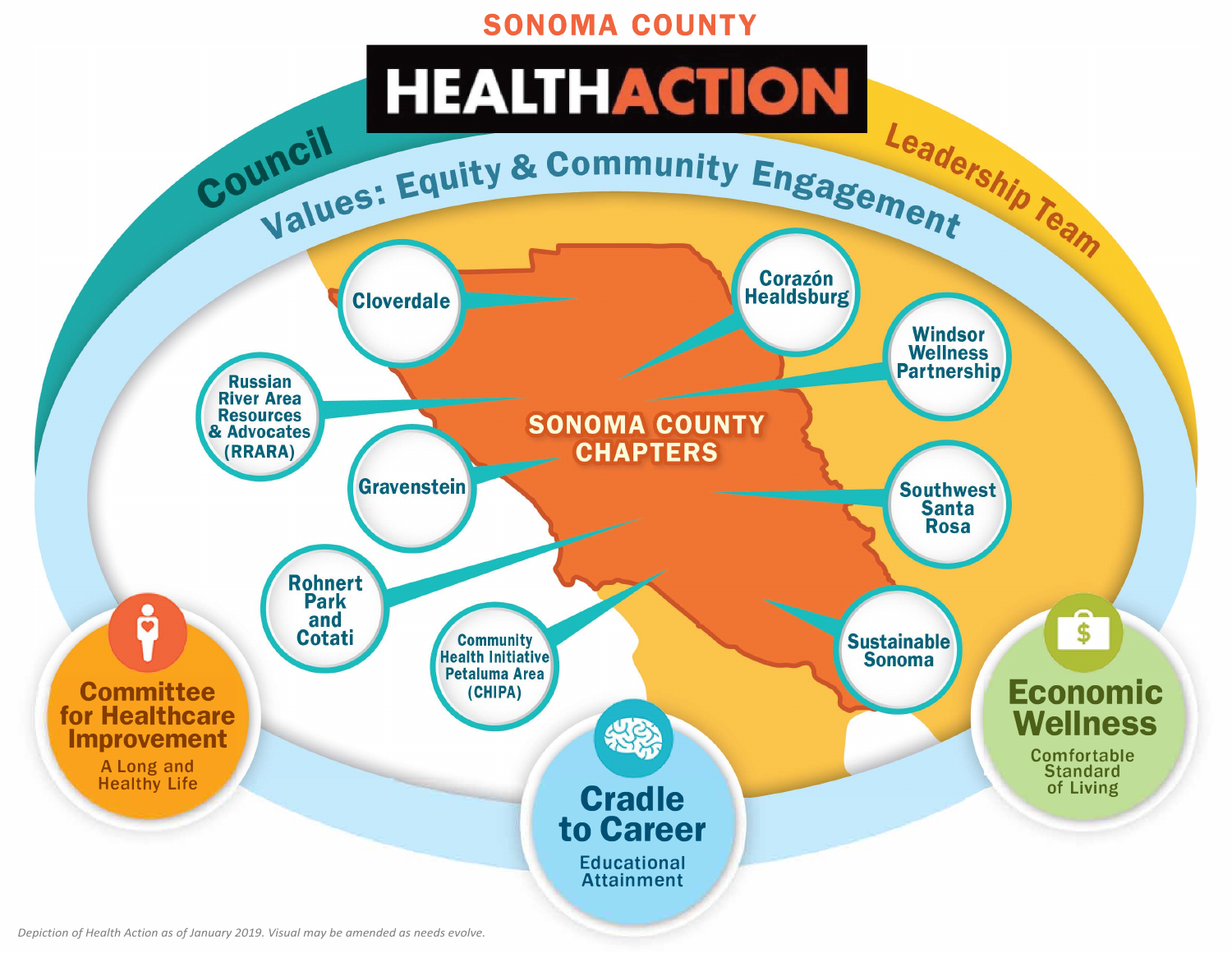SONOMA COUNTY

# HEALTHACTION

Council

Leadership Team

Values: Equity & Community Engagement

SONOMA COUNTY CHAPTERS

Cloverdale

Corazón Healdsburg

Windsor Wellness Partnership

Russian River Area Resources & Advocates (RRARA)

Gravenstein

Southwest Santa Rosa

Rohnert Park and Cotati

Community Health Initiative Petaluma Area (CHIPA)

Sustainable Sonoma

**Committee for Healthcare Improvement**

A Long and Healthy Life

**Cradle to Career**

Educational Attainment

**Economic Wellness**

Comfortable Standard of Living

*Depiction of Health Action as of January 2019. Visual may be amended as needs evolve.*